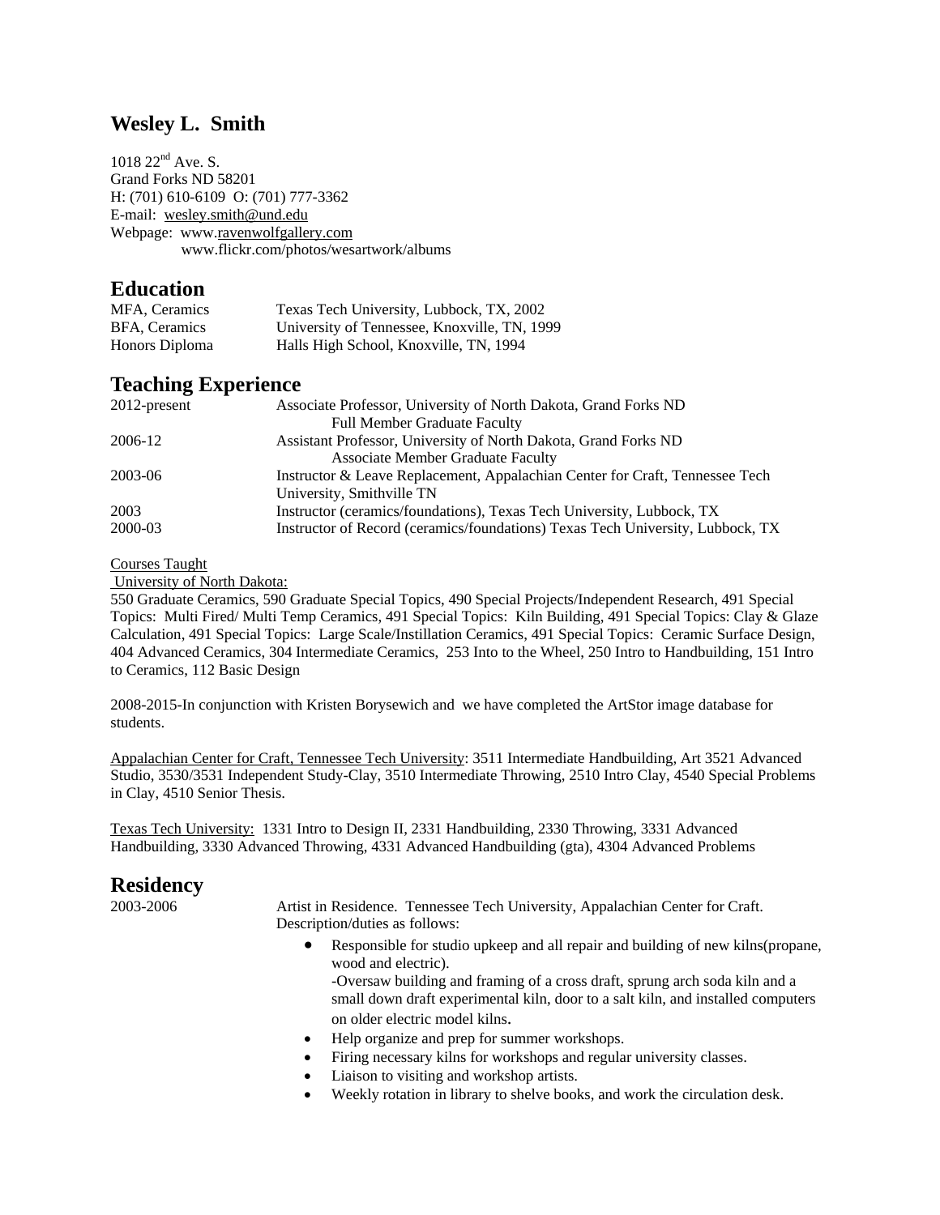# Wesley L. Smith

1018 22nd Ave. S.
Grand Forks ND 58201
H: (701) 610-6109 O: (701) 777-3362
E-mail: wesley.smith@und.edu
Webpage: www.ravenwolfgallery.com
www.flickr.com/photos/wesartwork/albums

## Education

| | |
|---|---|
| MFA, Ceramics | Texas Tech University, Lubbock, TX, 2002 |
| BFA, Ceramics | University of Tennessee, Knoxville, TN, 1999 |
| Honors Diploma | Halls High School, Knoxville, TN, 1994 |

## Teaching Experience

| | |
|---|---|
| 2012-present | Associate Professor, University of North Dakota, Grand Forks ND<br>Full Member Graduate Faculty |
| 2006-12 | Assistant Professor, University of North Dakota, Grand Forks ND<br>Associate Member Graduate Faculty |
| 2003-06 | Instructor & Leave Replacement, Appalachian Center for Craft, Tennessee Tech University, Smithville TN |
| 2003 | Instructor (ceramics/foundations), Texas Tech University, Lubbock, TX |
| 2000-03 | Instructor of Record (ceramics/foundations) Texas Tech University, Lubbock, TX |

Courses Taught

University of North Dakota:

550 Graduate Ceramics, 590 Graduate Special Topics, 490 Special Projects/Independent Research, 491 Special Topics: Multi Fired/ Multi Temp Ceramics, 491 Special Topics: Kiln Building, 491 Special Topics: Clay & Glaze Calculation, 491 Special Topics: Large Scale/Instillation Ceramics, 491 Special Topics: Ceramic Surface Design, 404 Advanced Ceramics, 304 Intermediate Ceramics, 253 Into to the Wheel, 250 Intro to Handbuilding, 151 Intro to Ceramics, 112 Basic Design

2008-2015-In conjunction with Kristen Borysewich and we have completed the ArtStor image database for students.

Appalachian Center for Craft, Tennessee Tech University: 3511 Intermediate Handbuilding, Art 3521 Advanced Studio, 3530/3531 Independent Study-Clay, 3510 Intermediate Throwing, 2510 Intro Clay, 4540 Special Problems in Clay, 4510 Senior Thesis.

Texas Tech University: 1331 Intro to Design II, 2331 Handbuilding, 2330 Throwing, 3331 Advanced Handbuilding, 3330 Advanced Throwing, 4331 Advanced Handbuilding (gta), 4304 Advanced Problems

## Residency

2003-2006 Artist in Residence. Tennessee Tech University, Appalachian Center for Craft. Description/duties as follows:

- Responsible for studio upkeep and all repair and building of new kilns(propane, wood and electric).
  -Oversaw building and framing of a cross draft, sprung arch soda kiln and a small down draft experimental kiln, door to a salt kiln, and installed computers on older electric model kilns.
- Help organize and prep for summer workshops.
- Firing necessary kilns for workshops and regular university classes.
- Liaison to visiting and workshop artists.
- Weekly rotation in library to shelve books, and work the circulation desk.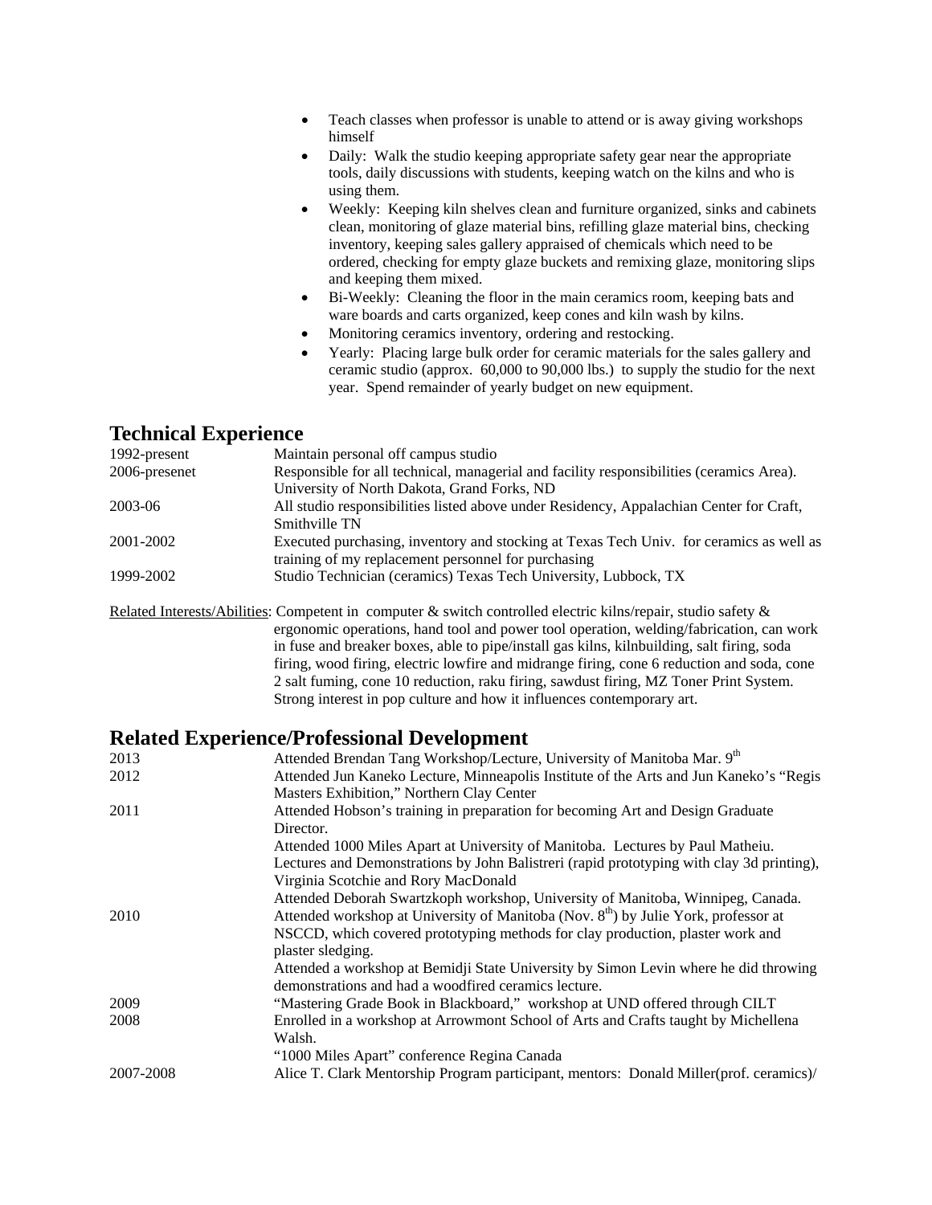- Teach classes when professor is unable to attend or is away giving workshops himself
- Daily: Walk the studio keeping appropriate safety gear near the appropriate tools, daily discussions with students, keeping watch on the kilns and who is using them.
- Weekly: Keeping kiln shelves clean and furniture organized, sinks and cabinets clean, monitoring of glaze material bins, refilling glaze material bins, checking inventory, keeping sales gallery appraised of chemicals which need to be ordered, checking for empty glaze buckets and remixing glaze, monitoring slips and keeping them mixed.
- Bi-Weekly: Cleaning the floor in the main ceramics room, keeping bats and ware boards and carts organized, keep cones and kiln wash by kilns.
- Monitoring ceramics inventory, ordering and restocking.
- Yearly: Placing large bulk order for ceramic materials for the sales gallery and ceramic studio (approx. 60,000 to 90,000 lbs.) to supply the studio for the next year. Spend remainder of yearly budget on new equipment.

## Technical Experience

| | |
|---|---|
| 1992-present | Maintain personal off campus studio |
| 2006-presenet | Responsible for all technical, managerial and facility responsibilities (ceramics Area). University of North Dakota, Grand Forks, ND |
| 2003-06 | All studio responsibilities listed above under Residency, Appalachian Center for Craft, Smithville TN |
| 2001-2002 | Executed purchasing, inventory and stocking at Texas Tech Univ. for ceramics as well as training of my replacement personnel for purchasing |
| 1999-2002 | Studio Technician (ceramics) Texas Tech University, Lubbock, TX |

Related Interests/Abilities: Competent in computer & switch controlled electric kilns/repair, studio safety & ergonomic operations, hand tool and power tool operation, welding/fabrication, can work in fuse and breaker boxes, able to pipe/install gas kilns, kilnbuilding, salt firing, soda firing, wood firing, electric lowfire and midrange firing, cone 6 reduction and soda, cone 2 salt fuming, cone 10 reduction, raku firing, sawdust firing, MZ Toner Print System. Strong interest in pop culture and how it influences contemporary art.

## Related Experience/Professional Development

| | |
|---|---|
| 2013 | Attended Brendan Tang Workshop/Lecture, University of Manitoba Mar. 9th |
| 2012 | Attended Jun Kaneko Lecture, Minneapolis Institute of the Arts and Jun Kaneko's "Regis Masters Exhibition," Northern Clay Center |
| 2011 | Attended Hobson's training in preparation for becoming Art and Design Graduate Director. |
| | Attended 1000 Miles Apart at University of Manitoba. Lectures by Paul Matheiu. Lectures and Demonstrations by John Balistreri (rapid prototyping with clay 3d printing), Virginia Scotchie and Rory MacDonald |
| | Attended Deborah Swartzkoph workshop, University of Manitoba, Winnipeg, Canada. |
| 2010 | Attended workshop at University of Manitoba (Nov. 8th) by Julie York, professor at NSCCD, which covered prototyping methods for clay production, plaster work and plaster sledging. |
| | Attended a workshop at Bemidji State University by Simon Levin where he did throwing demonstrations and had a woodfired ceramics lecture. |
| 2009 | "Mastering Grade Book in Blackboard," workshop at UND offered through CILT |
| 2008 | Enrolled in a workshop at Arrowmont School of Arts and Crafts taught by Michellena Walsh. |
| | "1000 Miles Apart" conference Regina Canada |
| 2007-2008 | Alice T. Clark Mentorship Program participant, mentors: Donald Miller(prof. ceramics)/ |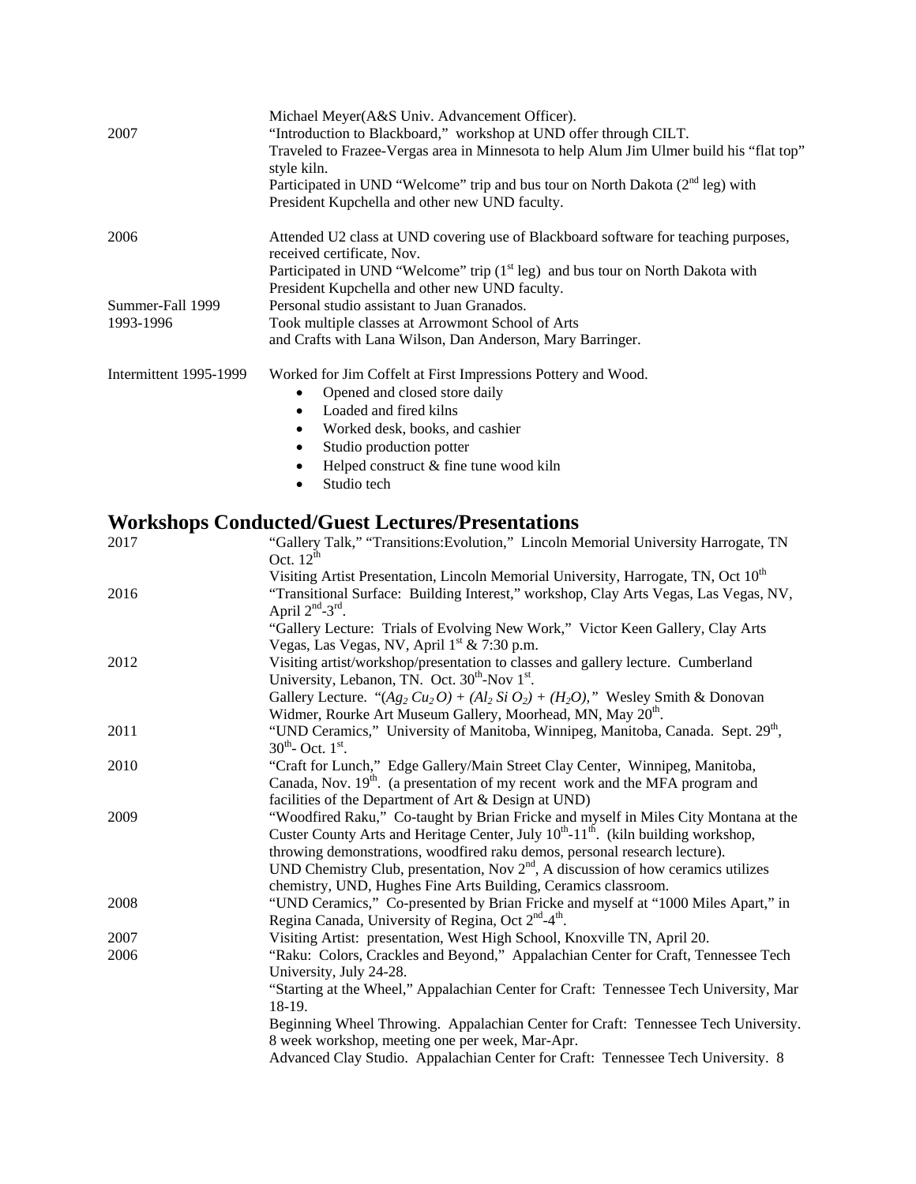| | |
|---|---|
| | Michael Meyer(A&S Univ. Advancement Officer). |
| 2007 | "Introduction to Blackboard," workshop at UND offer through CILT. |
| | Traveled to Frazee-Vergas area in Minnesota to help Alum Jim Ulmer build his "flat top" style kiln. |
| | Participated in UND "Welcome" trip and bus tour on North Dakota (2nd leg) with President Kupchella and other new UND faculty. |
| 2006 | Attended U2 class at UND covering use of Blackboard software for teaching purposes, received certificate, Nov. |
| | Participated in UND "Welcome" trip (1st leg) and bus tour on North Dakota with President Kupchella and other new UND faculty. |
| Summer-Fall 1999 | Personal studio assistant to Juan Granados. |
| 1993-1996 | Took multiple classes at Arrowmont School of Arts and Crafts with Lana Wilson, Dan Anderson, Mary Barringer. |
| Intermittent 1995-1999 | Worked for Jim Coffelt at First Impressions Pottery and Wood. |

- Opened and closed store daily
- Loaded and fired kilns
- Worked desk, books, and cashier
- Studio production potter
- Helped construct & fine tune wood kiln
- Studio tech

## Workshops Conducted/Guest Lectures/Presentations

| | |
|---|---|
| 2017 | "Gallery Talk," "Transitions:Evolution," Lincoln Memorial University Harrogate, TN Oct. 12th |
| | Visiting Artist Presentation, Lincoln Memorial University, Harrogate, TN, Oct 10th |
| 2016 | "Transitional Surface: Building Interest," workshop, Clay Arts Vegas, Las Vegas, NV, April 2nd-3rd. |
| | "Gallery Lecture: Trials of Evolving New Work," Victor Keen Gallery, Clay Arts Vegas, Las Vegas, NV, April 1st & 7:30 p.m. |
| 2012 | Visiting artist/workshop/presentation to classes and gallery lecture. Cumberland University, Lebanon, TN. Oct. 30th-Nov 1st. |
| | Gallery Lecture. "($Ag_2\,Cu_2\,O$) + ($Al_2\,Si\,O_2$) + ($H_2O$)," Wesley Smith & Donovan Widmer, Rourke Art Museum Gallery, Moorhead, MN, May 20th. |
| 2011 | "UND Ceramics," University of Manitoba, Winnipeg, Manitoba, Canada. Sept. 29th, 30th- Oct. 1st. |
| 2010 | "Craft for Lunch," Edge Gallery/Main Street Clay Center, Winnipeg, Manitoba, Canada, Nov. 19th. (a presentation of my recent work and the MFA program and facilities of the Department of Art & Design at UND) |
| 2009 | "Woodfired Raku," Co-taught by Brian Fricke and myself in Miles City Montana at the Custer County Arts and Heritage Center, July 10th-11th. (kiln building workshop, throwing demonstrations, woodfired raku demos, personal research lecture). |
| | UND Chemistry Club, presentation, Nov 2nd, A discussion of how ceramics utilizes chemistry, UND, Hughes Fine Arts Building, Ceramics classroom. |
| 2008 | "UND Ceramics," Co-presented by Brian Fricke and myself at "1000 Miles Apart," in Regina Canada, University of Regina, Oct 2nd-4th. |
| 2007 | Visiting Artist: presentation, West High School, Knoxville TN, April 20. |
| 2006 | "Raku: Colors, Crackles and Beyond," Appalachian Center for Craft, Tennessee Tech University, July 24-28. |
| | "Starting at the Wheel," Appalachian Center for Craft: Tennessee Tech University, Mar 18-19. |
| | Beginning Wheel Throwing. Appalachian Center for Craft: Tennessee Tech University. 8 week workshop, meeting one per week, Mar-Apr. |
| | Advanced Clay Studio. Appalachian Center for Craft: Tennessee Tech University. 8 |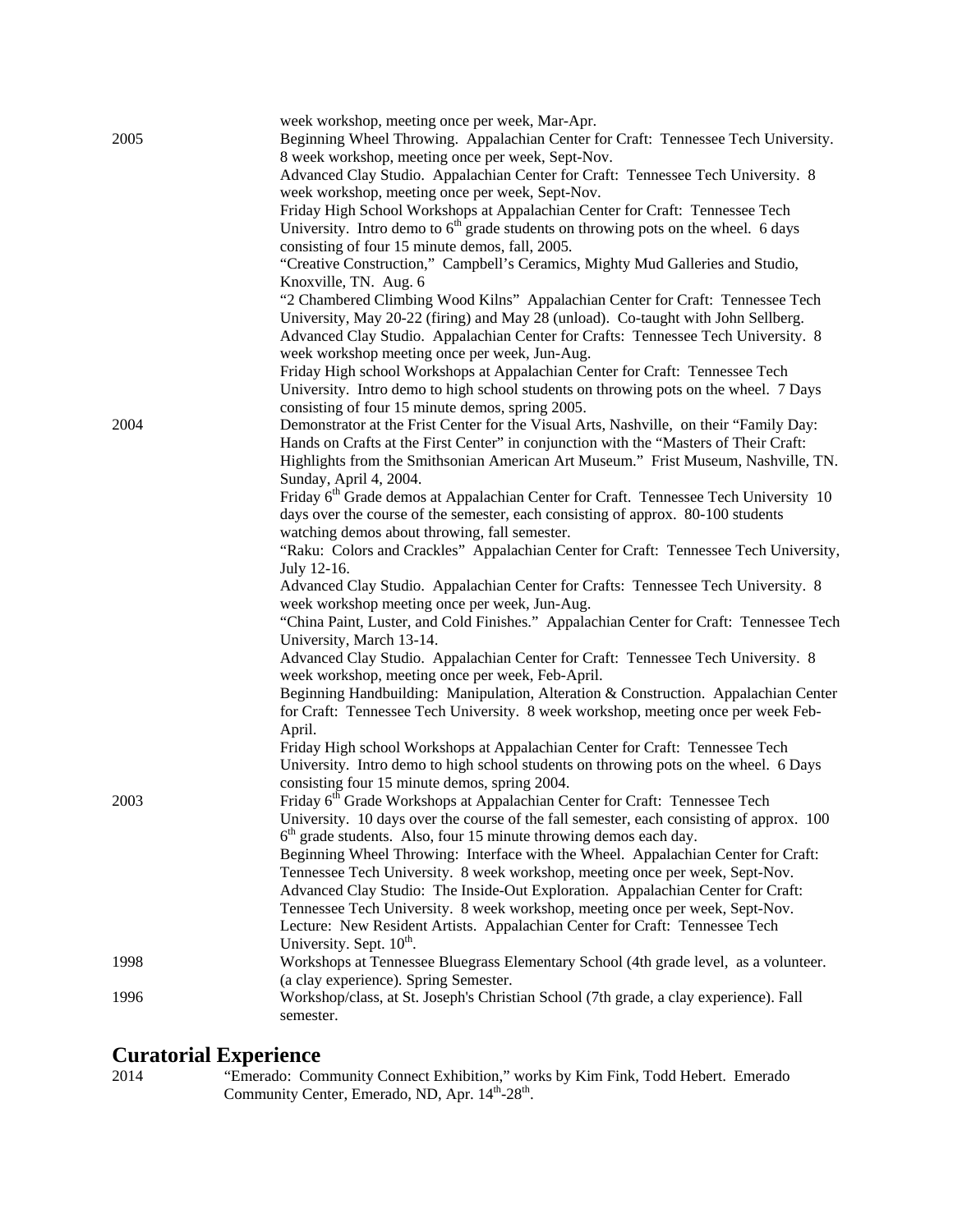week workshop, meeting once per week, Mar-Apr.

2005 Beginning Wheel Throwing. Appalachian Center for Craft: Tennessee Tech University. 8 week workshop, meeting once per week, Sept-Nov.
Advanced Clay Studio. Appalachian Center for Craft: Tennessee Tech University. 8 week workshop, meeting once per week, Sept-Nov.
Friday High School Workshops at Appalachian Center for Craft: Tennessee Tech University. Intro demo to 6th grade students on throwing pots on the wheel. 6 days consisting of four 15 minute demos, fall, 2005.
"Creative Construction," Campbell's Ceramics, Mighty Mud Galleries and Studio, Knoxville, TN. Aug. 6
"2 Chambered Climbing Wood Kilns" Appalachian Center for Craft: Tennessee Tech University, May 20-22 (firing) and May 28 (unload). Co-taught with John Sellberg.
Advanced Clay Studio. Appalachian Center for Crafts: Tennessee Tech University. 8 week workshop meeting once per week, Jun-Aug.
Friday High school Workshops at Appalachian Center for Craft: Tennessee Tech University. Intro demo to high school students on throwing pots on the wheel. 7 Days consisting of four 15 minute demos, spring 2005.

2004 Demonstrator at the Frist Center for the Visual Arts, Nashville, on their "Family Day: Hands on Crafts at the First Center" in conjunction with the "Masters of Their Craft: Highlights from the Smithsonian American Art Museum." Frist Museum, Nashville, TN. Sunday, April 4, 2004.
Friday 6th Grade demos at Appalachian Center for Craft. Tennessee Tech University 10 days over the course of the semester, each consisting of approx. 80-100 students watching demos about throwing, fall semester.
"Raku: Colors and Crackles" Appalachian Center for Craft: Tennessee Tech University, July 12-16.
Advanced Clay Studio. Appalachian Center for Crafts: Tennessee Tech University. 8 week workshop meeting once per week, Jun-Aug.
"China Paint, Luster, and Cold Finishes." Appalachian Center for Craft: Tennessee Tech University, March 13-14.
Advanced Clay Studio. Appalachian Center for Craft: Tennessee Tech University. 8 week workshop, meeting once per week, Feb-April.
Beginning Handbuilding: Manipulation, Alteration & Construction. Appalachian Center for Craft: Tennessee Tech University. 8 week workshop, meeting once per week Feb-April.
Friday High school Workshops at Appalachian Center for Craft: Tennessee Tech University. Intro demo to high school students on throwing pots on the wheel. 6 Days consisting four 15 minute demos, spring 2004.

2003 Friday 6th Grade Workshops at Appalachian Center for Craft: Tennessee Tech University. 10 days over the course of the fall semester, each consisting of approx. 100 6th grade students. Also, four 15 minute throwing demos each day.
Beginning Wheel Throwing: Interface with the Wheel. Appalachian Center for Craft: Tennessee Tech University. 8 week workshop, meeting once per week, Sept-Nov.
Advanced Clay Studio: The Inside-Out Exploration. Appalachian Center for Craft: Tennessee Tech University. 8 week workshop, meeting once per week, Sept-Nov.
Lecture: New Resident Artists. Appalachian Center for Craft: Tennessee Tech University. Sept. 10th.

1998 Workshops at Tennessee Bluegrass Elementary School (4th grade level, as a volunteer. (a clay experience). Spring Semester.

1996 Workshop/class, at St. Joseph's Christian School (7th grade, a clay experience). Fall semester.

## Curatorial Experience

2014 "Emerado: Community Connect Exhibition," works by Kim Fink, Todd Hebert. Emerado Community Center, Emerado, ND, Apr. 14th-28th.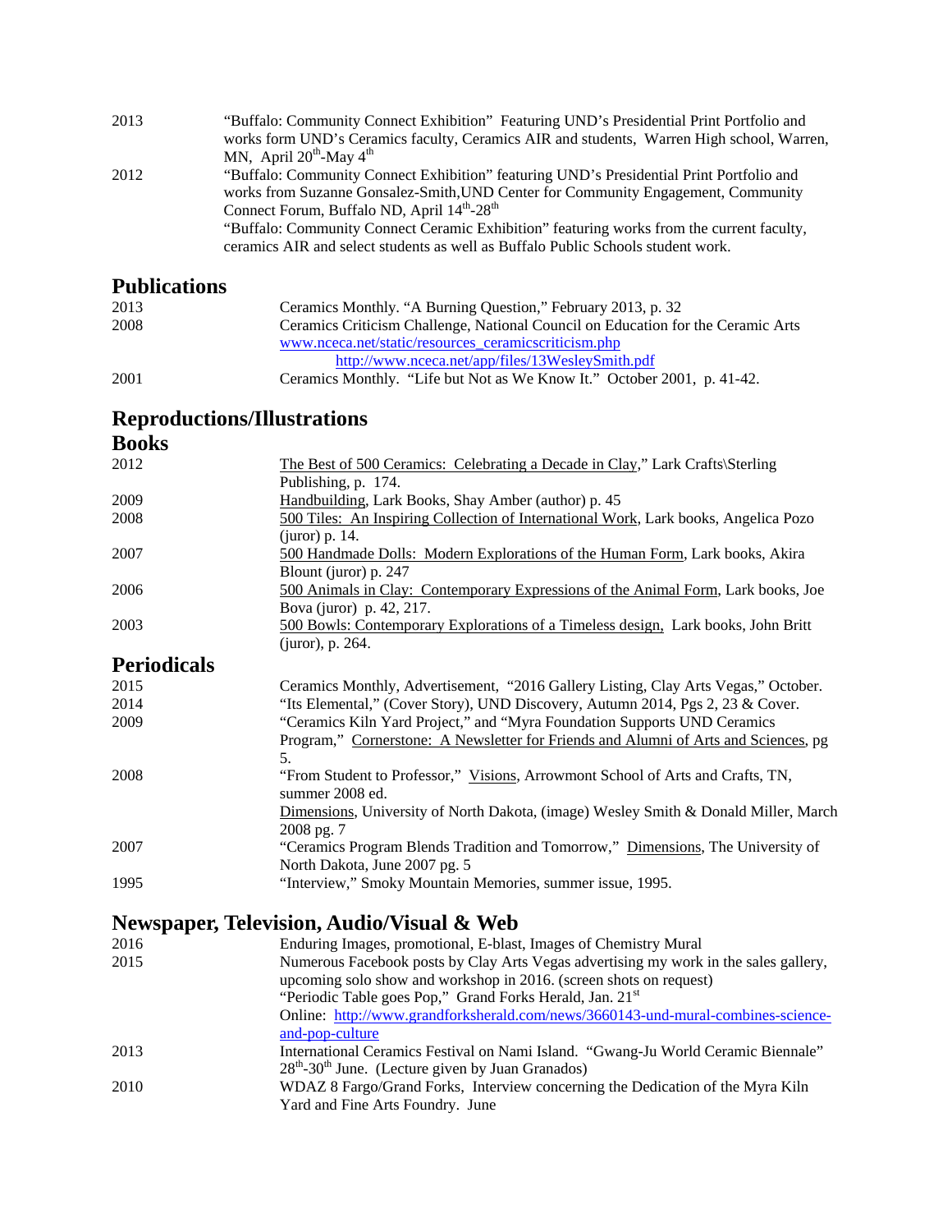2013 "Buffalo: Community Connect Exhibition" Featuring UND's Presidential Print Portfolio and works form UND's Ceramics faculty, Ceramics AIR and students, Warren High school, Warren, MN, April 20th-May 4th

2012 "Buffalo: Community Connect Exhibition" featuring UND's Presidential Print Portfolio and works from Suzanne Gonsalez-Smith,UND Center for Community Engagement, Community Connect Forum, Buffalo ND, April 14th-28th

"Buffalo: Community Connect Ceramic Exhibition" featuring works from the current faculty, ceramics AIR and select students as well as Buffalo Public Schools student work.

## Publications

2013 Ceramics Monthly. "A Burning Question," February 2013, p. 32

2008 Ceramics Criticism Challenge, National Council on Education for the Ceramic Arts www.nceca.net/static/resources_ceramicscriticism.php http://www.nceca.net/app/files/13WesleySmith.pdf

2001 Ceramics Monthly. "Life but Not as We Know It." October 2001, p. 41-42.

## Reproductions/Illustrations

### Books

2012 The Best of 500 Ceramics: Celebrating a Decade in Clay," Lark Crafts\Sterling Publishing, p. 174.

2009 Handbuilding, Lark Books, Shay Amber (author) p. 45

2008 500 Tiles: An Inspiring Collection of International Work, Lark books, Angelica Pozo (juror) p. 14.

2007 500 Handmade Dolls: Modern Explorations of the Human Form, Lark books, Akira Blount (juror) p. 247

2006 500 Animals in Clay: Contemporary Expressions of the Animal Form, Lark books, Joe Bova (juror) p. 42, 217.

2003 500 Bowls: Contemporary Explorations of a Timeless design, Lark books, John Britt (juror), p. 264.

### Periodicals

2015 Ceramics Monthly, Advertisement, "2016 Gallery Listing, Clay Arts Vegas," October.

2014 "Its Elemental," (Cover Story), UND Discovery, Autumn 2014, Pgs 2, 23 & Cover.

2009 "Ceramics Kiln Yard Project," and "Myra Foundation Supports UND Ceramics Program," Cornerstone: A Newsletter for Friends and Alumni of Arts and Sciences, pg 5.

2008 "From Student to Professor," Visions, Arrowmont School of Arts and Crafts, TN, summer 2008 ed.

Dimensions, University of North Dakota, (image) Wesley Smith & Donald Miller, March 2008 pg. 7

2007 "Ceramics Program Blends Tradition and Tomorrow," Dimensions, The University of North Dakota, June 2007 pg. 5

1995 "Interview," Smoky Mountain Memories, summer issue, 1995.

## Newspaper, Television, Audio/Visual & Web

2016 Enduring Images, promotional, E-blast, Images of Chemistry Mural

2015 Numerous Facebook posts by Clay Arts Vegas advertising my work in the sales gallery, upcoming solo show and workshop in 2016. (screen shots on request)

"Periodic Table goes Pop," Grand Forks Herald, Jan. 21st

Online: http://www.grandforksherald.com/news/3660143-und-mural-combines-science-and-pop-culture

2013 International Ceramics Festival on Nami Island. "Gwang-Ju World Ceramic Biennale" 28th-30th June. (Lecture given by Juan Granados)

2010 WDAZ 8 Fargo/Grand Forks, Interview concerning the Dedication of the Myra Kiln Yard and Fine Arts Foundry. June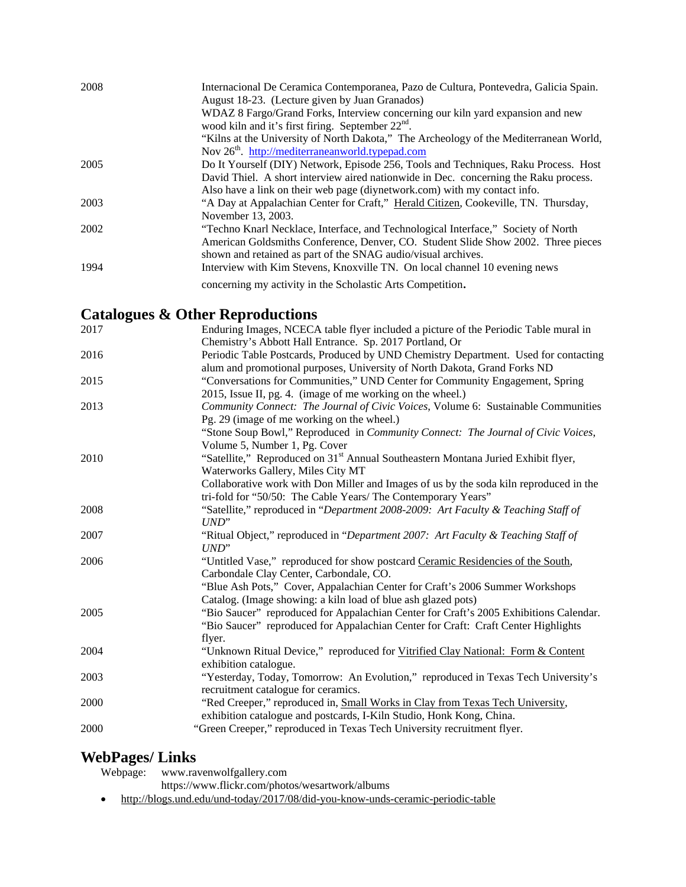| | |
|---|---|
| 2008 | Internacional De Ceramica Contemporanea, Pazo de Cultura, Pontevedra, Galicia Spain. August 18-23. (Lecture given by Juan Granados) |
| | WDAZ 8 Fargo/Grand Forks, Interview concerning our kiln yard expansion and new wood kiln and it's first firing. September 22nd. |
| | "Kilns at the University of North Dakota," The Archeology of the Mediterranean World, Nov 26th. http://mediterraneanworld.typepad.com |
| 2005 | Do It Yourself (DIY) Network, Episode 256, Tools and Techniques, Raku Process. Host David Thiel. A short interview aired nationwide in Dec. concerning the Raku process. Also have a link on their web page (diynetwork.com) with my contact info. |
| 2003 | "A Day at Appalachian Center for Craft," Herald Citizen, Cookeville, TN. Thursday, November 13, 2003. |
| 2002 | "Techno Knarl Necklace, Interface, and Technological Interface," Society of North American Goldsmiths Conference, Denver, CO. Student Slide Show 2002. Three pieces shown and retained as part of the SNAG audio/visual archives. |
| 1994 | Interview with Kim Stevens, Knoxville TN. On local channel 10 evening news concerning my activity in the Scholastic Arts Competition**.** |

## Catalogues & Other Reproductions

| | |
|---|---|
| 2017 | Enduring Images, NCECA table flyer included a picture of the Periodic Table mural in Chemistry's Abbott Hall Entrance. Sp. 2017 Portland, Or |
| 2016 | Periodic Table Postcards, Produced by UND Chemistry Department. Used for contacting alum and promotional purposes, University of North Dakota, Grand Forks ND |
| 2015 | "Conversations for Communities," UND Center for Community Engagement, Spring 2015, Issue II, pg. 4. (image of me working on the wheel.) |
| 2013 | *Community Connect: The Journal of Civic Voices*, Volume 6: Sustainable Communities Pg. 29 (image of me working on the wheel.) |
| | "Stone Soup Bowl," Reproduced in *Community Connect: The Journal of Civic Voices,* Volume 5, Number 1, Pg. Cover |
| 2010 | "Satellite," Reproduced on 31st Annual Southeastern Montana Juried Exhibit flyer, Waterworks Gallery, Miles City MT |
| | Collaborative work with Don Miller and Images of us by the soda kiln reproduced in the tri-fold for "50/50: The Cable Years/ The Contemporary Years" |
| 2008 | "Satellite," reproduced in "*Department 2008-2009: Art Faculty & Teaching Staff of UND*" |
| 2007 | "Ritual Object," reproduced in "*Department 2007: Art Faculty & Teaching Staff of UND*" |
| 2006 | "Untitled Vase," reproduced for show postcard Ceramic Residencies of the South, Carbondale Clay Center, Carbondale, CO. |
| | "Blue Ash Pots," Cover, Appalachian Center for Craft's 2006 Summer Workshops Catalog. (Image showing: a kiln load of blue ash glazed pots) |
| 2005 | "Bio Saucer" reproduced for Appalachian Center for Craft's 2005 Exhibitions Calendar. |
| | "Bio Saucer" reproduced for Appalachian Center for Craft: Craft Center Highlights flyer. |
| 2004 | "Unknown Ritual Device," reproduced for Vitrified Clay National: Form & Content exhibition catalogue. |
| 2003 | "Yesterday, Today, Tomorrow: An Evolution," reproduced in Texas Tech University's recruitment catalogue for ceramics. |
| 2000 | "Red Creeper," reproduced in, Small Works in Clay from Texas Tech University, exhibition catalogue and postcards, I-Kiln Studio, Honk Kong, China. |
| 2000 | "Green Creeper," reproduced in Texas Tech University recruitment flyer. |

## WebPages/ Links

Webpage: www.ravenwolfgallery.com
https://www.flickr.com/photos/wesartwork/albums

- http://blogs.und.edu/und-today/2017/08/did-you-know-unds-ceramic-periodic-table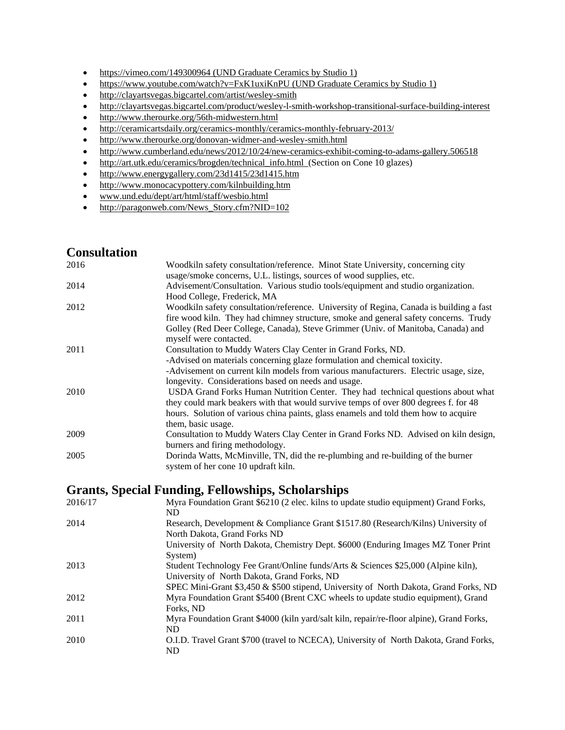- https://vimeo.com/149300964 (UND Graduate Ceramics by Studio 1)
- https://www.youtube.com/watch?v=FxK1uxiKnPU (UND Graduate Ceramics by Studio 1)
- http://clayartsvegas.bigcartel.com/artist/wesley-smith
- http://clayartsvegas.bigcartel.com/product/wesley-l-smith-workshop-transitional-surface-building-interest
- http://www.therourke.org/56th-midwestern.html
- http://ceramicartsdaily.org/ceramics-monthly/ceramics-monthly-february-2013/
- http://www.therourke.org/donovan-widmer-and-wesley-smith.html
- http://www.cumberland.edu/news/2012/10/24/new-ceramics-exhibit-coming-to-adams-gallery.506518
- http://art.utk.edu/ceramics/brogden/technical_info.html (Section on Cone 10 glazes)
- http://www.energygallery.com/23d1415/23d1415.htm
- http://www.monocacypottery.com/kilnbuilding.htm
- www.und.edu/dept/art/html/staff/wesbio.html
- http://paragonweb.com/News_Story.cfm?NID=102

## Consultation

| | |
|---|---|
| 2016 | Woodkiln safety consultation/reference. Minot State University, concerning city usage/smoke concerns, U.L. listings, sources of wood supplies, etc. |
| 2014 | Advisement/Consultation. Various studio tools/equipment and studio organization. Hood College, Frederick, MA |
| 2012 | Woodkiln safety consultation/reference. University of Regina, Canada is building a fast fire wood kiln. They had chimney structure, smoke and general safety concerns. Trudy Golley (Red Deer College, Canada), Steve Grimmer (Univ. of Manitoba, Canada) and myself were contacted. |
| 2011 | Consultation to Muddy Waters Clay Center in Grand Forks, ND.<br>-Advised on materials concerning glaze formulation and chemical toxicity.<br>-Advisement on current kiln models from various manufacturers. Electric usage, size, longevity. Considerations based on needs and usage. |
| 2010 | USDA Grand Forks Human Nutrition Center. They had technical questions about what they could mark beakers with that would survive temps of over 800 degrees f. for 48 hours. Solution of various china paints, glass enamels and told them how to acquire them, basic usage. |
| 2009 | Consultation to Muddy Waters Clay Center in Grand Forks ND. Advised on kiln design, burners and firing methodology. |
| 2005 | Dorinda Watts, McMinville, TN, did the re-plumbing and re-building of the burner system of her cone 10 updraft kiln. |

## Grants, Special Funding, Fellowships, Scholarships

| | |
|---|---|
| 2016/17 | Myra Foundation Grant $6210 (2 elec. kilns to update studio equipment) Grand Forks, ND |
| 2014 | Research, Development & Compliance Grant $1517.80 (Research/Kilns) University of North Dakota, Grand Forks ND<br>University of North Dakota, Chemistry Dept. $6000 (Enduring Images MZ Toner Print System) |
| 2013 | Student Technology Fee Grant/Online funds/Arts & Sciences $25,000 (Alpine kiln), University of North Dakota, Grand Forks, ND<br>SPEC Mini-Grant $3,450 & $500 stipend, University of North Dakota, Grand Forks, ND |
| 2012 | Myra Foundation Grant $5400 (Brent CXC wheels to update studio equipment), Grand Forks, ND |
| 2011 | Myra Foundation Grant $4000 (kiln yard/salt kiln, repair/re-floor alpine), Grand Forks, ND |
| 2010 | O.I.D. Travel Grant $700 (travel to NCECA), University of North Dakota, Grand Forks, ND |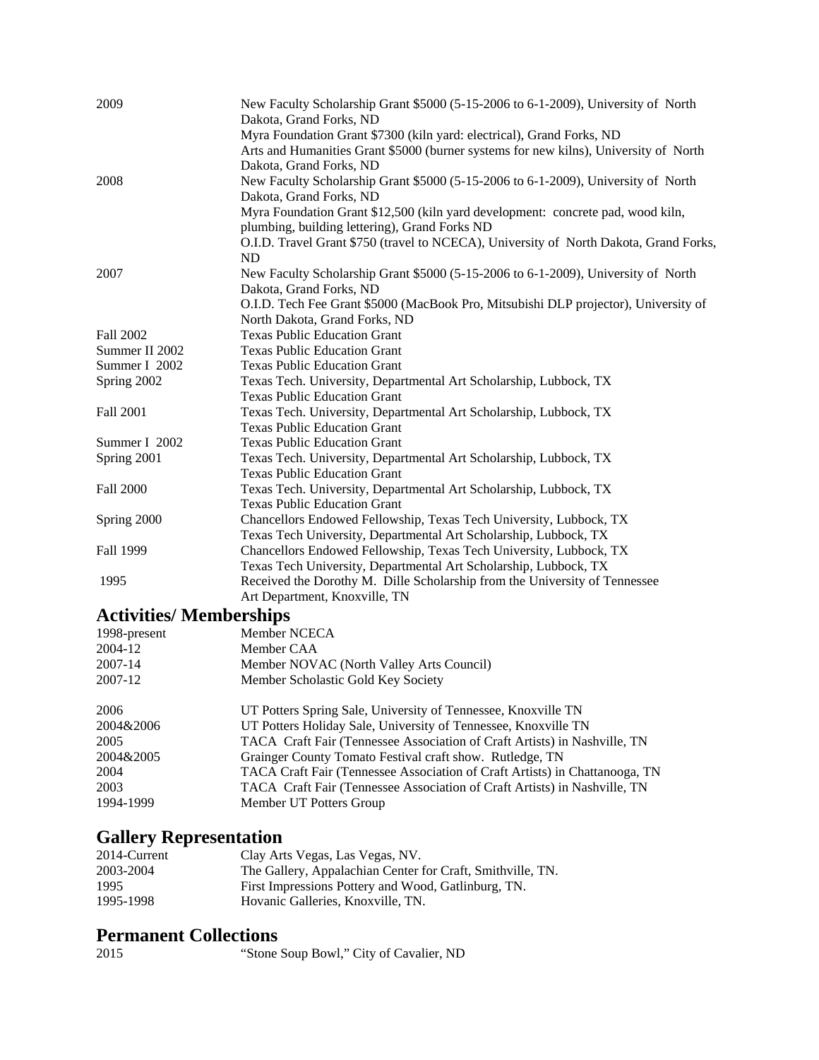| | |
|---|---|
| 2009 | New Faculty Scholarship Grant $5000 (5-15-2006 to 6-1-2009), University of North Dakota, Grand Forks, ND |
| | Myra Foundation Grant $7300 (kiln yard: electrical), Grand Forks, ND |
| | Arts and Humanities Grant $5000 (burner systems for new kilns), University of North Dakota, Grand Forks, ND |
| 2008 | New Faculty Scholarship Grant $5000 (5-15-2006 to 6-1-2009), University of North Dakota, Grand Forks, ND |
| | Myra Foundation Grant $12,500 (kiln yard development: concrete pad, wood kiln, plumbing, building lettering), Grand Forks ND |
| | O.I.D. Travel Grant $750 (travel to NCECA), University of North Dakota, Grand Forks, ND |
| 2007 | New Faculty Scholarship Grant $5000 (5-15-2006 to 6-1-2009), University of North Dakota, Grand Forks, ND |
| | O.I.D. Tech Fee Grant $5000 (MacBook Pro, Mitsubishi DLP projector), University of North Dakota, Grand Forks, ND |
| Fall 2002 | Texas Public Education Grant |
| Summer II 2002 | Texas Public Education Grant |
| Summer I 2002 | Texas Public Education Grant |
| Spring 2002 | Texas Tech. University, Departmental Art Scholarship, Lubbock, TX |
| | Texas Public Education Grant |
| Fall 2001 | Texas Tech. University, Departmental Art Scholarship, Lubbock, TX |
| | Texas Public Education Grant |
| Summer I 2002 | Texas Public Education Grant |
| Spring 2001 | Texas Tech. University, Departmental Art Scholarship, Lubbock, TX |
| | Texas Public Education Grant |
| Fall 2000 | Texas Tech. University, Departmental Art Scholarship, Lubbock, TX |
| | Texas Public Education Grant |
| Spring 2000 | Chancellors Endowed Fellowship, Texas Tech University, Lubbock, TX |
| | Texas Tech University, Departmental Art Scholarship, Lubbock, TX |
| Fall 1999 | Chancellors Endowed Fellowship, Texas Tech University, Lubbock, TX |
| | Texas Tech University, Departmental Art Scholarship, Lubbock, TX |
| 1995 | Received the Dorothy M. Dille Scholarship from the University of Tennessee Art Department, Knoxville, TN |

## Activities/ Memberships

| | |
|---|---|
| 1998-present | Member NCECA |
| 2004-12 | Member CAA |
| 2007-14 | Member NOVAC (North Valley Arts Council) |
| 2007-12 | Member Scholastic Gold Key Society |

| | |
|---|---|
| 2006 | UT Potters Spring Sale, University of Tennessee, Knoxville TN |
| 2004&2006 | UT Potters Holiday Sale, University of Tennessee, Knoxville TN |
| 2005 | TACA Craft Fair (Tennessee Association of Craft Artists) in Nashville, TN |
| 2004&2005 | Grainger County Tomato Festival craft show. Rutledge, TN |
| 2004 | TACA Craft Fair (Tennessee Association of Craft Artists) in Chattanooga, TN |
| 2003 | TACA Craft Fair (Tennessee Association of Craft Artists) in Nashville, TN |
| 1994-1999 | Member UT Potters Group |

## Gallery Representation

| | |
|---|---|
| 2014-Current | Clay Arts Vegas, Las Vegas, NV. |
| 2003-2004 | The Gallery, Appalachian Center for Craft, Smithville, TN. |
| 1995 | First Impressions Pottery and Wood, Gatlinburg, TN. |
| 1995-1998 | Hovanic Galleries, Knoxville, TN. |

## Permanent Collections

| | |
|---|---|
| 2015 | "Stone Soup Bowl," City of Cavalier, ND |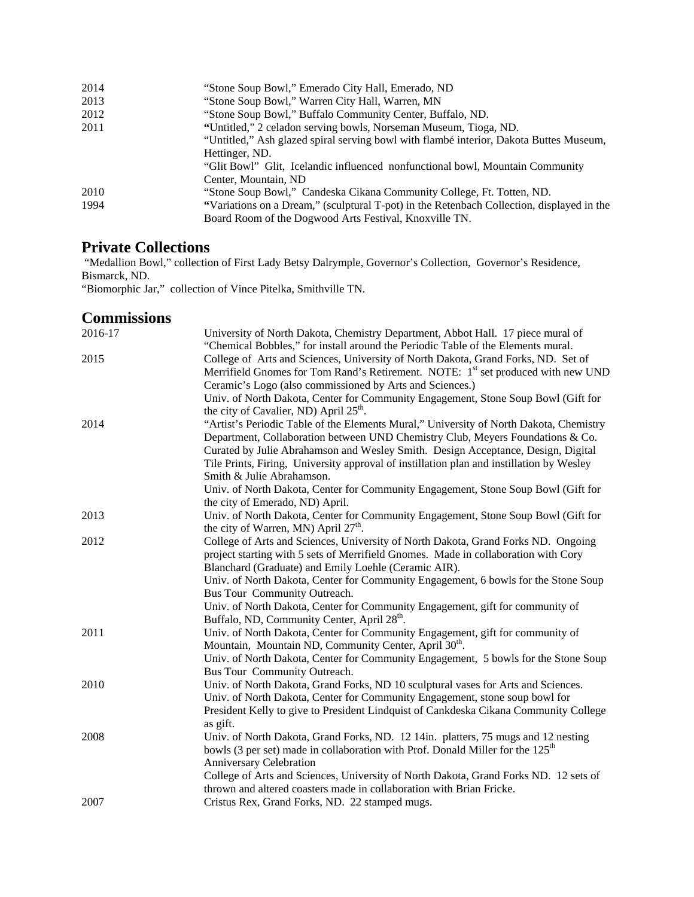| | |
|---|---|
| 2014 | "Stone Soup Bowl," Emerado City Hall, Emerado, ND |
| 2013 | "Stone Soup Bowl," Warren City Hall, Warren, MN |
| 2012 | "Stone Soup Bowl," Buffalo Community Center, Buffalo, ND. |
| 2011 | **"**Untitled," 2 celadon serving bowls, Norseman Museum, Tioga, ND. |
| | "Untitled," Ash glazed spiral serving bowl with flambé interior, Dakota Buttes Museum, Hettinger, ND. |
| | "Glit Bowl" Glit, Icelandic influenced nonfunctional bowl, Mountain Community Center, Mountain, ND |
| 2010 | "Stone Soup Bowl," Candeska Cikana Community College, Ft. Totten, ND. |
| 1994 | **"**Variations on a Dream," (sculptural T-pot) in the Retenbach Collection, displayed in the Board Room of the Dogwood Arts Festival, Knoxville TN. |

## Private Collections

"Medallion Bowl," collection of First Lady Betsy Dalrymple, Governor's Collection, Governor's Residence, Bismarck, ND.
"Biomorphic Jar," collection of Vince Pitelka, Smithville TN.

## Commissions

| | |
|---|---|
| 2016-17 | University of North Dakota, Chemistry Department, Abbot Hall. 17 piece mural of "Chemical Bobbles," for install around the Periodic Table of the Elements mural. |
| 2015 | College of Arts and Sciences, University of North Dakota, Grand Forks, ND. Set of Merrifield Gnomes for Tom Rand's Retirement. NOTE: 1st set produced with new UND Ceramic's Logo (also commissioned by Arts and Sciences.) |
| | Univ. of North Dakota, Center for Community Engagement, Stone Soup Bowl (Gift for the city of Cavalier, ND) April 25th. |
| 2014 | "Artist's Periodic Table of the Elements Mural," University of North Dakota, Chemistry Department, Collaboration between UND Chemistry Club, Meyers Foundations & Co. Curated by Julie Abrahamson and Wesley Smith. Design Acceptance, Design, Digital Tile Prints, Firing, University approval of instillation plan and instillation by Wesley Smith & Julie Abrahamson. |
| | Univ. of North Dakota, Center for Community Engagement, Stone Soup Bowl (Gift for the city of Emerado, ND) April. |
| 2013 | Univ. of North Dakota, Center for Community Engagement, Stone Soup Bowl (Gift for the city of Warren, MN) April 27th. |
| 2012 | College of Arts and Sciences, University of North Dakota, Grand Forks ND. Ongoing project starting with 5 sets of Merrifield Gnomes. Made in collaboration with Cory Blanchard (Graduate) and Emily Loehle (Ceramic AIR). |
| | Univ. of North Dakota, Center for Community Engagement, 6 bowls for the Stone Soup Bus Tour Community Outreach. |
| | Univ. of North Dakota, Center for Community Engagement, gift for community of Buffalo, ND, Community Center, April 28th. |
| 2011 | Univ. of North Dakota, Center for Community Engagement, gift for community of Mountain, Mountain ND, Community Center, April 30th. |
| | Univ. of North Dakota, Center for Community Engagement, 5 bowls for the Stone Soup Bus Tour Community Outreach. |
| 2010 | Univ. of North Dakota, Grand Forks, ND 10 sculptural vases for Arts and Sciences. |
| | Univ. of North Dakota, Center for Community Engagement, stone soup bowl for President Kelly to give to President Lindquist of Cankdeska Cikana Community College as gift. |
| 2008 | Univ. of North Dakota, Grand Forks, ND. 12 14in. platters, 75 mugs and 12 nesting bowls (3 per set) made in collaboration with Prof. Donald Miller for the 125th Anniversary Celebration |
| | College of Arts and Sciences, University of North Dakota, Grand Forks ND. 12 sets of thrown and altered coasters made in collaboration with Brian Fricke. |
| 2007 | Cristus Rex, Grand Forks, ND. 22 stamped mugs. |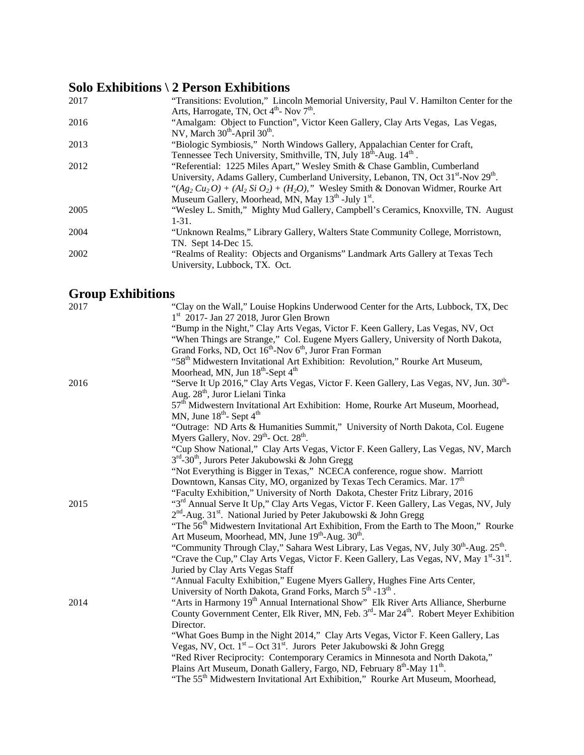## Solo Exhibitions \ 2 Person Exhibitions

2017 "Transitions: Evolution," Lincoln Memorial University, Paul V. Hamilton Center for the Arts, Harrogate, TN, Oct 4th- Nov 7th.

2016 "Amalgam: Object to Function", Victor Keen Gallery, Clay Arts Vegas, Las Vegas, NV, March 30th-April 30th.

2013 "Biologic Symbiosis," North Windows Gallery, Appalachian Center for Craft, Tennessee Tech University, Smithville, TN, July 18th-Aug. 14th .

2012 "Referential: 1225 Miles Apart," Wesley Smith & Chase Gamblin, Cumberland University, Adams Gallery, Cumberland University, Lebanon, TN, Oct 31st-Nov 29th.

"$(Ag_2\, Cu_2\, O) + (Al_2\, Si\, O_2) + (H_2O)$," Wesley Smith & Donovan Widmer, Rourke Art Museum Gallery, Moorhead, MN, May 13th -July 1st.

2005 "Wesley L. Smith," Mighty Mud Gallery, Campbell's Ceramics, Knoxville, TN. August 1-31.

2004 "Unknown Realms," Library Gallery, Walters State Community College, Morristown, TN. Sept 14-Dec 15.

2002 "Realms of Reality: Objects and Organisms" Landmark Arts Gallery at Texas Tech University, Lubbock, TX. Oct.

## Group Exhibitions

2017 "Clay on the Wall," Louise Hopkins Underwood Center for the Arts, Lubbock, TX, Dec 1st 2017- Jan 27 2018, Juror Glen Brown

"Bump in the Night," Clay Arts Vegas, Victor F. Keen Gallery, Las Vegas, NV, Oct

"When Things are Strange," Col. Eugene Myers Gallery, University of North Dakota, Grand Forks, ND, Oct 16th-Nov 6th, Juror Fran Forman

"58th Midwestern Invitational Art Exhibition: Revolution," Rourke Art Museum, Moorhead, MN, Jun 18th-Sept 4th

2016 "Serve It Up 2016," Clay Arts Vegas, Victor F. Keen Gallery, Las Vegas, NV, Jun. 30th-Aug. 28th, Juror Lielani Tinka

57th Midwestern Invitational Art Exhibition: Home, Rourke Art Museum, Moorhead, MN, June 18th- Sept 4th

"Outrage: ND Arts & Humanities Summit," University of North Dakota, Col. Eugene Myers Gallery, Nov. 29th- Oct. 28th.

"Cup Show National," Clay Arts Vegas, Victor F. Keen Gallery, Las Vegas, NV, March 3rd-30th, Jurors Peter Jakubowski & John Gregg

"Not Everything is Bigger in Texas," NCECA conference, rogue show. Marriott Downtown, Kansas City, MO, organized by Texas Tech Ceramics. Mar. 17th

"Faculty Exhibition," University of North Dakota, Chester Fritz Library, 2016

2015 "3rd Annual Serve It Up," Clay Arts Vegas, Victor F. Keen Gallery, Las Vegas, NV, July 2nd-Aug. 31st. National Juried by Peter Jakubowski & John Gregg

"The 56th Midwestern Invitational Art Exhibition, From the Earth to The Moon," Rourke Art Museum, Moorhead, MN, June 19th-Aug. 30th.

"Community Through Clay," Sahara West Library, Las Vegas, NV, July 30th-Aug. 25th.

"Crave the Cup," Clay Arts Vegas, Victor F. Keen Gallery, Las Vegas, NV, May 1st-31st. Juried by Clay Arts Vegas Staff

"Annual Faculty Exhibition," Eugene Myers Gallery, Hughes Fine Arts Center, University of North Dakota, Grand Forks, March 5th -13th .

2014 "Arts in Harmony 19th Annual International Show" Elk River Arts Alliance, Sherburne County Government Center, Elk River, MN, Feb. 3rd- Mar 24th. Robert Meyer Exhibition Director.

"What Goes Bump in the Night 2014," Clay Arts Vegas, Victor F. Keen Gallery, Las Vegas, NV, Oct. 1st – Oct 31st. Jurors Peter Jakubowski & John Gregg

"Red River Reciprocity: Contemporary Ceramics in Minnesota and North Dakota," Plains Art Museum, Donath Gallery, Fargo, ND, February 8th-May 11th.

"The 55th Midwestern Invitational Art Exhibition," Rourke Art Museum, Moorhead,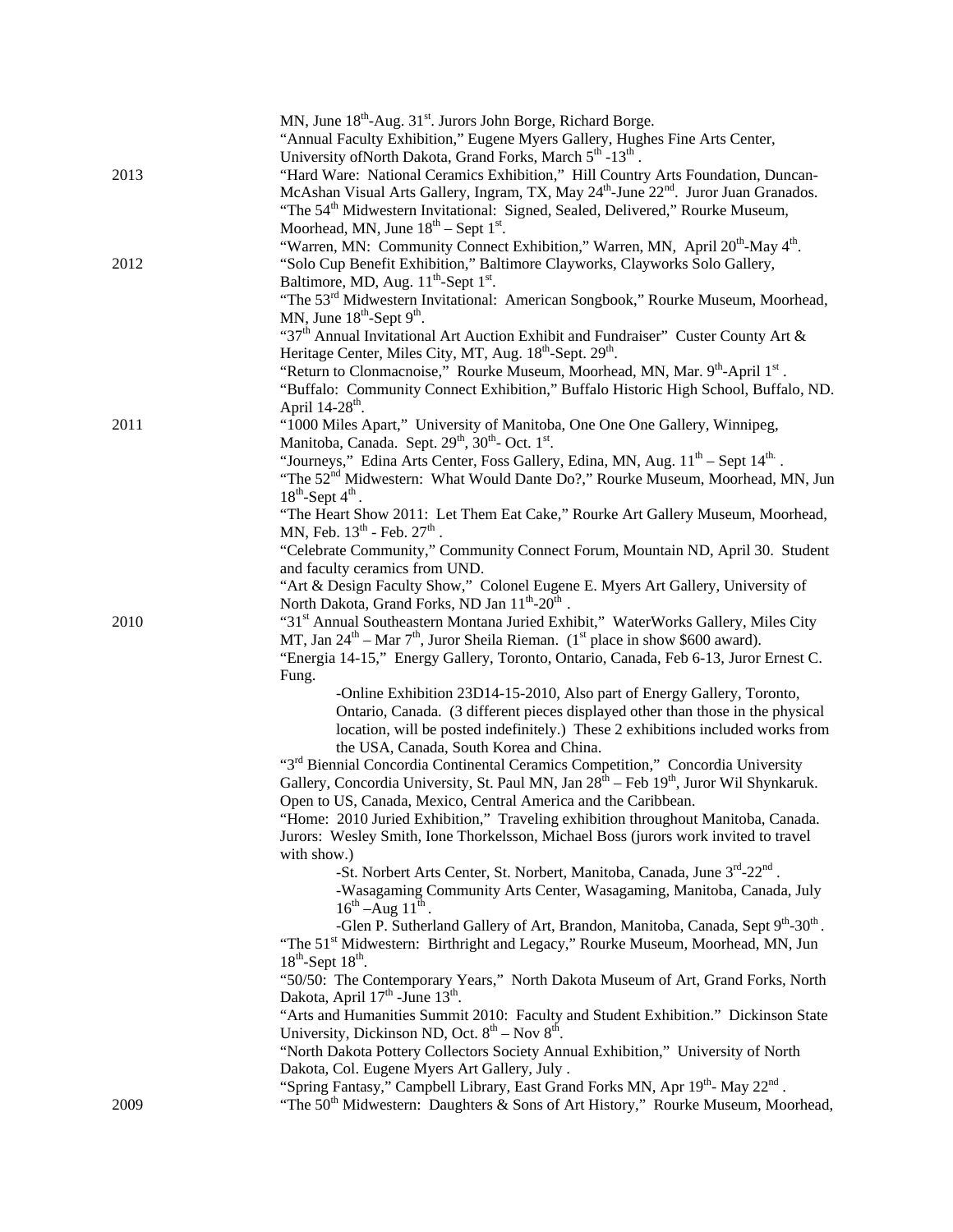MN, June 18th-Aug. 31st. Jurors John Borge, Richard Borge.
"Annual Faculty Exhibition," Eugene Myers Gallery, Hughes Fine Arts Center, University ofNorth Dakota, Grand Forks, March 5th -13th .

2013

"Hard Ware: National Ceramics Exhibition," Hill Country Arts Foundation, Duncan-McAshan Visual Arts Gallery, Ingram, TX, May 24th-June 22nd. Juror Juan Granados.
"The 54th Midwestern Invitational: Signed, Sealed, Delivered," Rourke Museum, Moorhead, MN, June 18th – Sept 1st.
"Warren, MN: Community Connect Exhibition," Warren, MN, April 20th-May 4th.

2012

"Solo Cup Benefit Exhibition," Baltimore Clayworks, Clayworks Solo Gallery, Baltimore, MD, Aug. 11th-Sept 1st.
"The 53rd Midwestern Invitational: American Songbook," Rourke Museum, Moorhead, MN, June 18th-Sept 9th.
"37th Annual Invitational Art Auction Exhibit and Fundraiser" Custer County Art & Heritage Center, Miles City, MT, Aug. 18th-Sept. 29th.
"Return to Clonmacnoise," Rourke Museum, Moorhead, MN, Mar. 9th-April 1st .
"Buffalo: Community Connect Exhibition," Buffalo Historic High School, Buffalo, ND. April 14-28th.

2011

"1000 Miles Apart," University of Manitoba, One One One Gallery, Winnipeg, Manitoba, Canada. Sept. 29th, 30th- Oct. 1st.
"Journeys," Edina Arts Center, Foss Gallery, Edina, MN, Aug. 11th – Sept 14th. .
"The 52nd Midwestern: What Would Dante Do?," Rourke Museum, Moorhead, MN, Jun 18th-Sept 4th .
"The Heart Show 2011: Let Them Eat Cake," Rourke Art Gallery Museum, Moorhead, MN, Feb. 13th - Feb. 27th .
"Celebrate Community," Community Connect Forum, Mountain ND, April 30. Student and faculty ceramics from UND.
"Art & Design Faculty Show," Colonel Eugene E. Myers Art Gallery, University of North Dakota, Grand Forks, ND Jan 11th-20th .

2010

"31st Annual Southeastern Montana Juried Exhibit," WaterWorks Gallery, Miles City MT, Jan 24th – Mar 7th, Juror Sheila Rieman. (1st place in show $600 award).
"Energia 14-15," Energy Gallery, Toronto, Ontario, Canada, Feb 6-13, Juror Ernest C. Fung.

- -Online Exhibition 23D14-15-2010, Also part of Energy Gallery, Toronto, Ontario, Canada. (3 different pieces displayed other than those in the physical location, will be posted indefinitely.) These 2 exhibitions included works from the USA, Canada, South Korea and China.

"3rd Biennial Concordia Continental Ceramics Competition," Concordia University Gallery, Concordia University, St. Paul MN, Jan 28th – Feb 19th, Juror Wil Shynkaruk. Open to US, Canada, Mexico, Central America and the Caribbean.
"Home: 2010 Juried Exhibition," Traveling exhibition throughout Manitoba, Canada. Jurors: Wesley Smith, Ione Thorkelsson, Michael Boss (jurors work invited to travel with show.)

- -St. Norbert Arts Center, St. Norbert, Manitoba, Canada, June 3rd-22nd .
- -Wasagaming Community Arts Center, Wasagaming, Manitoba, Canada, July 16th –Aug 11th .
- -Glen P. Sutherland Gallery of Art, Brandon, Manitoba, Canada, Sept 9th-30th .

"The 51st Midwestern: Birthright and Legacy," Rourke Museum, Moorhead, MN, Jun 18th-Sept 18th.
"50/50: The Contemporary Years," North Dakota Museum of Art, Grand Forks, North Dakota, April 17th -June 13th.
"Arts and Humanities Summit 2010: Faculty and Student Exhibition." Dickinson State University, Dickinson ND, Oct. 8th – Nov 8th.
"North Dakota Pottery Collectors Society Annual Exhibition," University of North Dakota, Col. Eugene Myers Art Gallery, July .
"Spring Fantasy," Campbell Library, East Grand Forks MN, Apr 19th- May 22nd .

2009

"The 50th Midwestern: Daughters & Sons of Art History," Rourke Museum, Moorhead,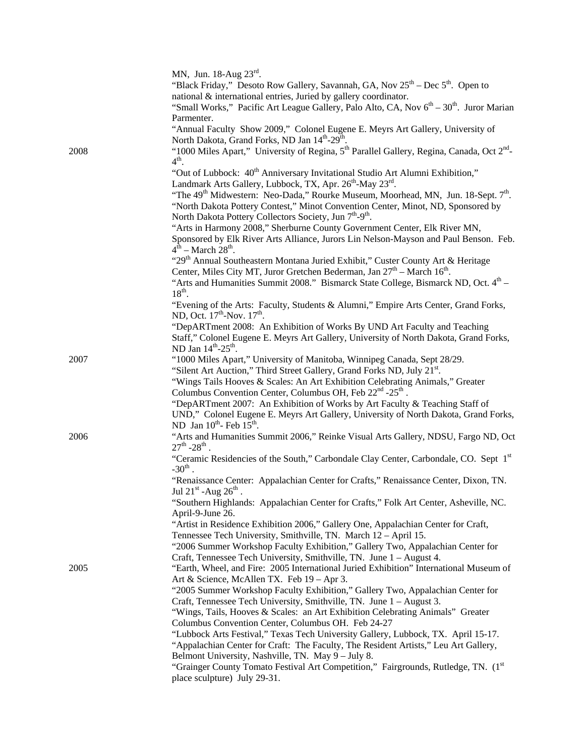MN, Jun. 18-Aug 23rd.

"Black Friday," Desoto Row Gallery, Savannah, GA, Nov 25th – Dec 5th. Open to national & international entries, Juried by gallery coordinator.

"Small Works," Pacific Art League Gallery, Palo Alto, CA, Nov 6th – 30th. Juror Marian Parmenter.

"Annual Faculty Show 2009," Colonel Eugene E. Meyrs Art Gallery, University of North Dakota, Grand Forks, ND Jan 14th-29th.

**2008**

"1000 Miles Apart," University of Regina, 5th Parallel Gallery, Regina, Canada, Oct 2nd-4th.

"Out of Lubbock: 40th Anniversary Invitational Studio Art Alumni Exhibition," Landmark Arts Gallery, Lubbock, TX, Apr. 26th-May 23rd.

"The 49th Midwestern: Neo-Dada," Rourke Museum, Moorhead, MN, Jun. 18-Sept. 7th.

"North Dakota Pottery Contest," Minot Convention Center, Minot, ND, Sponsored by North Dakota Pottery Collectors Society, Jun 7th-9th.

"Arts in Harmony 2008," Sherburne County Government Center, Elk River MN, Sponsored by Elk River Arts Alliance, Jurors Lin Nelson-Mayson and Paul Benson. Feb. 4th – March 28th.

"29th Annual Southeastern Montana Juried Exhibit," Custer County Art & Heritage Center, Miles City MT, Juror Gretchen Bederman, Jan 27th – March 16th.

"Arts and Humanities Summit 2008." Bismarck State College, Bismarck ND, Oct. 4th – 18th.

"Evening of the Arts: Faculty, Students & Alumni," Empire Arts Center, Grand Forks, ND, Oct. 17th-Nov. 17th.

"DepARTment 2008: An Exhibition of Works By UND Art Faculty and Teaching Staff," Colonel Eugene E. Meyrs Art Gallery, University of North Dakota, Grand Forks, ND Jan 14th-25th.

**2007**

"1000 Miles Apart," University of Manitoba, Winnipeg Canada, Sept 28/29.

"Silent Art Auction," Third Street Gallery, Grand Forks ND, July 21st.

"Wings Tails Hooves & Scales: An Art Exhibition Celebrating Animals," Greater Columbus Convention Center, Columbus OH, Feb 22nd -25th .

"DepARTment 2007: An Exhibition of Works by Art Faculty & Teaching Staff of UND," Colonel Eugene E. Meyrs Art Gallery, University of North Dakota, Grand Forks, ND Jan 10th- Feb 15th.

**2006**

"Arts and Humanities Summit 2006," Reinke Visual Arts Gallery, NDSU, Fargo ND, Oct 27th -28th .

"Ceramic Residencies of the South," Carbondale Clay Center, Carbondale, CO. Sept 1st -30th .

"Renaissance Center: Appalachian Center for Crafts," Renaissance Center, Dixon, TN. Jul 21st -Aug 26th .

"Southern Highlands: Appalachian Center for Crafts," Folk Art Center, Asheville, NC. April-9-June 26.

"Artist in Residence Exhibition 2006," Gallery One, Appalachian Center for Craft, Tennessee Tech University, Smithville, TN. March 12 – April 15.

"2006 Summer Workshop Faculty Exhibition," Gallery Two, Appalachian Center for Craft, Tennessee Tech University, Smithville, TN. June 1 – August 4.

**2005**

"Earth, Wheel, and Fire: 2005 International Juried Exhibition" International Museum of Art & Science, McAllen TX. Feb 19 – Apr 3.

"2005 Summer Workshop Faculty Exhibition," Gallery Two, Appalachian Center for Craft, Tennessee Tech University, Smithville, TN. June 1 – August 3.

"Wings, Tails, Hooves & Scales: an Art Exhibition Celebrating Animals" Greater Columbus Convention Center, Columbus OH. Feb 24-27

"Lubbock Arts Festival," Texas Tech University Gallery, Lubbock, TX. April 15-17.

"Appalachian Center for Craft: The Faculty, The Resident Artists," Leu Art Gallery, Belmont University, Nashville, TN. May 9 – July 8.

"Grainger County Tomato Festival Art Competition," Fairgrounds, Rutledge, TN. (1st place sculpture) July 29-31.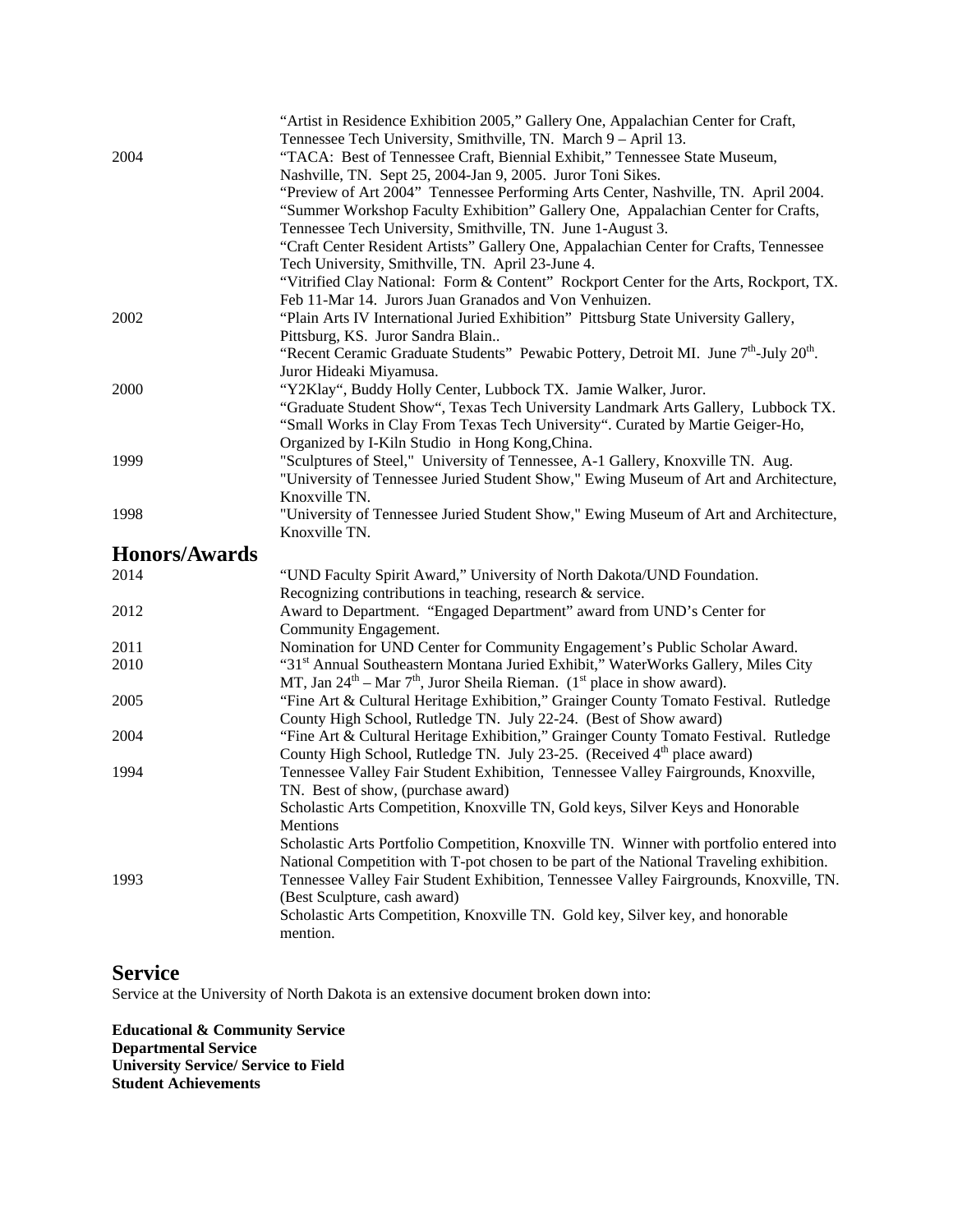| | |
|---|---|
| | "Artist in Residence Exhibition 2005," Gallery One, Appalachian Center for Craft, Tennessee Tech University, Smithville, TN. March 9 – April 13. |
| 2004 | "TACA: Best of Tennessee Craft, Biennial Exhibit," Tennessee State Museum, Nashville, TN. Sept 25, 2004-Jan 9, 2005. Juror Toni Sikes. |
| | "Preview of Art 2004" Tennessee Performing Arts Center, Nashville, TN. April 2004. |
| | "Summer Workshop Faculty Exhibition" Gallery One, Appalachian Center for Crafts, Tennessee Tech University, Smithville, TN. June 1-August 3. |
| | "Craft Center Resident Artists" Gallery One, Appalachian Center for Crafts, Tennessee Tech University, Smithville, TN. April 23-June 4. |
| | "Vitrified Clay National: Form & Content" Rockport Center for the Arts, Rockport, TX. Feb 11-Mar 14. Jurors Juan Granados and Von Venhuizen. |
| 2002 | "Plain Arts IV International Juried Exhibition" Pittsburg State University Gallery, Pittsburg, KS. Juror Sandra Blain.. |
| | "Recent Ceramic Graduate Students" Pewabic Pottery, Detroit MI. June 7th-July 20th. Juror Hideaki Miyamusa. |
| 2000 | "Y2Klay", Buddy Holly Center, Lubbock TX. Jamie Walker, Juror. |
| | "Graduate Student Show", Texas Tech University Landmark Arts Gallery, Lubbock TX. |
| | "Small Works in Clay From Texas Tech University". Curated by Martie Geiger-Ho, Organized by I-Kiln Studio in Hong Kong,China. |
| 1999 | "Sculptures of Steel," University of Tennessee, A-1 Gallery, Knoxville TN. Aug. |
| | "University of Tennessee Juried Student Show," Ewing Museum of Art and Architecture, Knoxville TN. |
| 1998 | "University of Tennessee Juried Student Show," Ewing Museum of Art and Architecture, Knoxville TN. |

## Honors/Awards

| | |
|---|---|
| 2014 | "UND Faculty Spirit Award," University of North Dakota/UND Foundation. Recognizing contributions in teaching, research & service. |
| 2012 | Award to Department. "Engaged Department" award from UND's Center for Community Engagement. |
| 2011 | Nomination for UND Center for Community Engagement's Public Scholar Award. |
| 2010 | "31st Annual Southeastern Montana Juried Exhibit," WaterWorks Gallery, Miles City MT, Jan 24th – Mar 7th, Juror Sheila Rieman. (1st place in show award). |
| 2005 | "Fine Art & Cultural Heritage Exhibition," Grainger County Tomato Festival. Rutledge County High School, Rutledge TN. July 22-24. (Best of Show award) |
| 2004 | "Fine Art & Cultural Heritage Exhibition," Grainger County Tomato Festival. Rutledge County High School, Rutledge TN. July 23-25. (Received 4th place award) |
| 1994 | Tennessee Valley Fair Student Exhibition, Tennessee Valley Fairgrounds, Knoxville, TN. Best of show, (purchase award) |
| | Scholastic Arts Competition, Knoxville TN, Gold keys, Silver Keys and Honorable Mentions |
| | Scholastic Arts Portfolio Competition, Knoxville TN. Winner with portfolio entered into National Competition with T-pot chosen to be part of the National Traveling exhibition. |
| 1993 | Tennessee Valley Fair Student Exhibition, Tennessee Valley Fairgrounds, Knoxville, TN. (Best Sculpture, cash award) |
| | Scholastic Arts Competition, Knoxville TN. Gold key, Silver key, and honorable mention. |

## Service

Service at the University of North Dakota is an extensive document broken down into:

**Educational & Community Service**
**Departmental Service**
**University Service/ Service to Field**
**Student Achievements**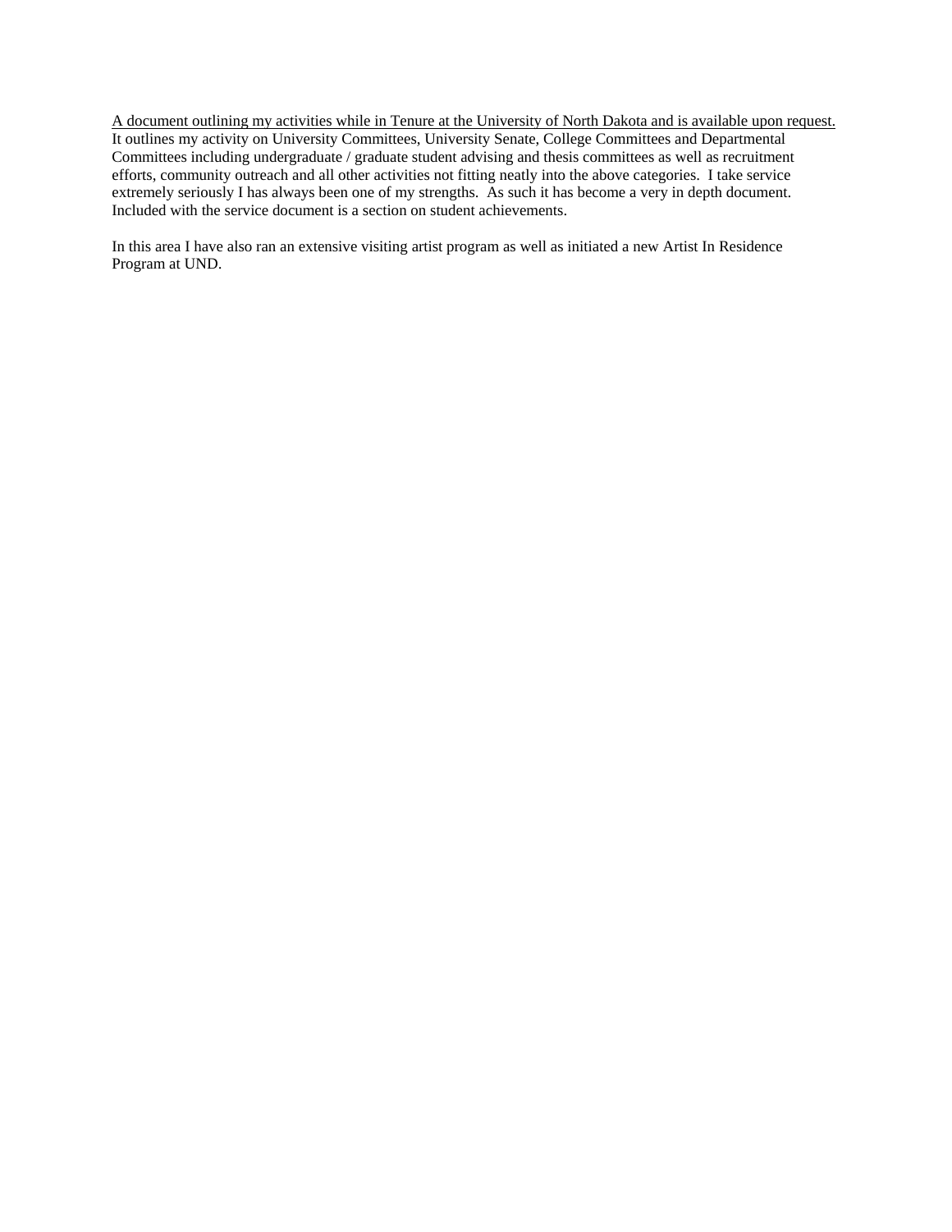<u>A document outlining my activities while in Tenure at the University of North Dakota and is available upon request.</u>
It outlines my activity on University Committees, University Senate, College Committees and Departmental Committees including undergraduate / graduate student advising and thesis committees as well as recruitment efforts, community outreach and all other activities not fitting neatly into the above categories. I take service extremely seriously I has always been one of my strengths. As such it has become a very in depth document. Included with the service document is a section on student achievements.

In this area I have also ran an extensive visiting artist program as well as initiated a new Artist In Residence Program at UND.